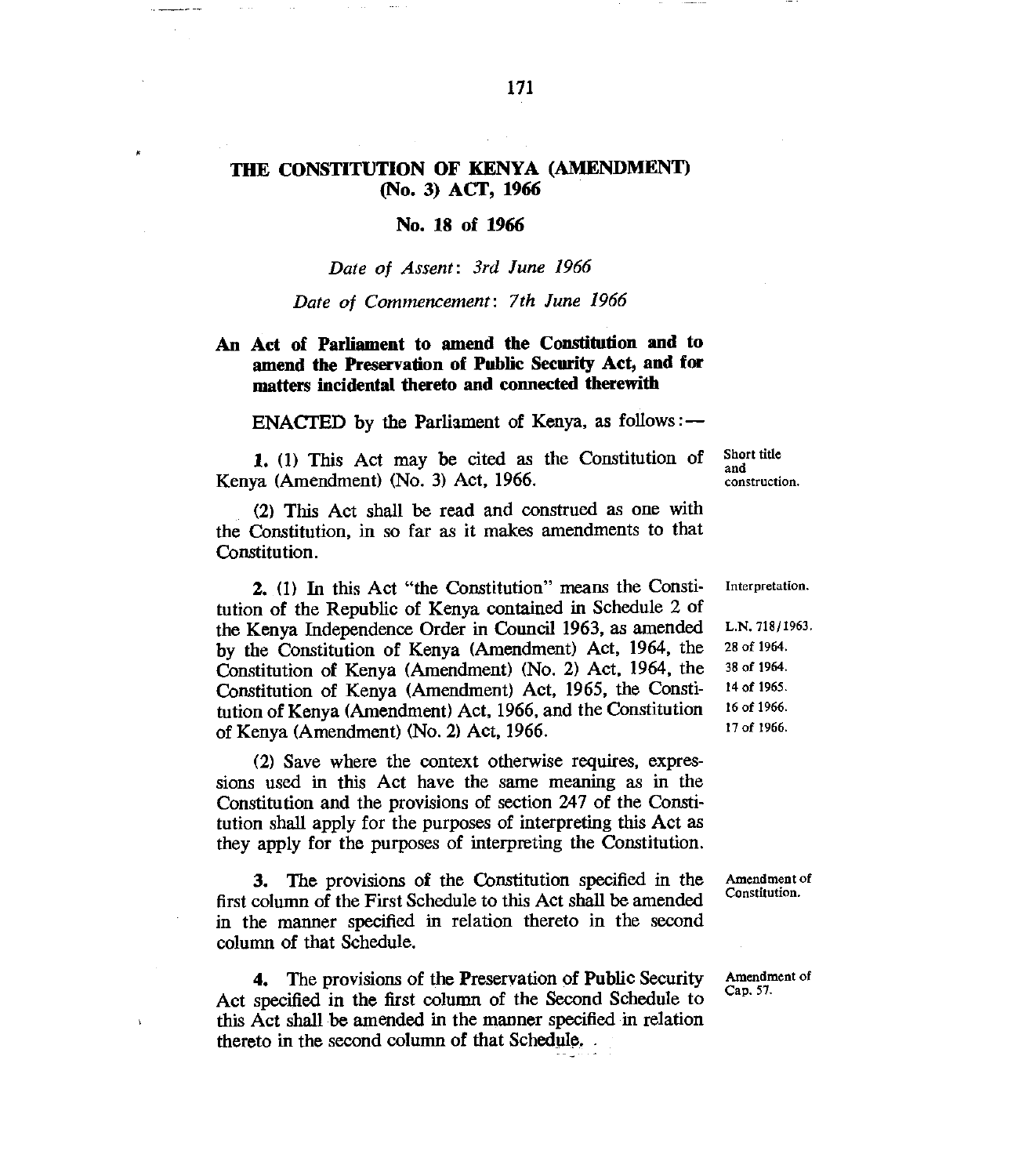# THE CONSTITUTION OF KENYA (AMENDMENT) (No. 3) ACT, 1966

## No. 18 of 1966

*Date of Assent: 3rd June 1966*

*Date of Commencement: 7th June 1966*

**An Act of Parliament to amend the Constitution and to amend the Preservation of Public Security Act, and for matters incidental thereto and connected therewith**

ENACTED by the Parliament of Kenya, as follows:—

Short title and construction.

**1.** (1) This Act may be cited as the Constitution of Kenya (Amendment) (No. 3) Act, 1966.

(2) This Act shall be read and construed as one with the Constitution, in so far as it makes amendments to that Constitution.

Interpretation.

L.N. 718/1963. 28 of 1964. 38 of 1964. 14 of 1965. 16 of 1966. 17 of 1966.

**2.** (1) In this Act "the Constitution" means the Constitution of the Republic of Kenya contained in Schedule 2 of the Kenya Independence Order in Council 1963, as amended by the Constitution of Kenya (Amendment) Act, 1964, the Constitution of Kenya (Amendment) (No. 2) Act, 1964, the Constitution of Kenya (Amendment) Act, 1965, the Constitution of Kenya (Amendment) Act, 1966, and the Constitution of Kenya (Amendment) (No. 2) Act, 1966.

(2) Save where the context otherwise requires, expressions used in this Act have the same meaning as in the Constitution and the provisions of section 247 of the Constitution shall apply for the purposes of interpreting this Act as they apply for the purposes of interpreting the Constitution.

Amendment of Constitution.

**3.** The provisions of the Constitution specified in the first column of the First Schedule to this Act shall be amended in the manner specified in relation thereto in the second column of that Schedule.

Amendment of Cap. 57.

**4.** The provisions of the Preservation of Public Security Act specified in the first column of the Second Schedule to this Act shall be amended in the manner specified in relation thereto in the second column of that Schedule.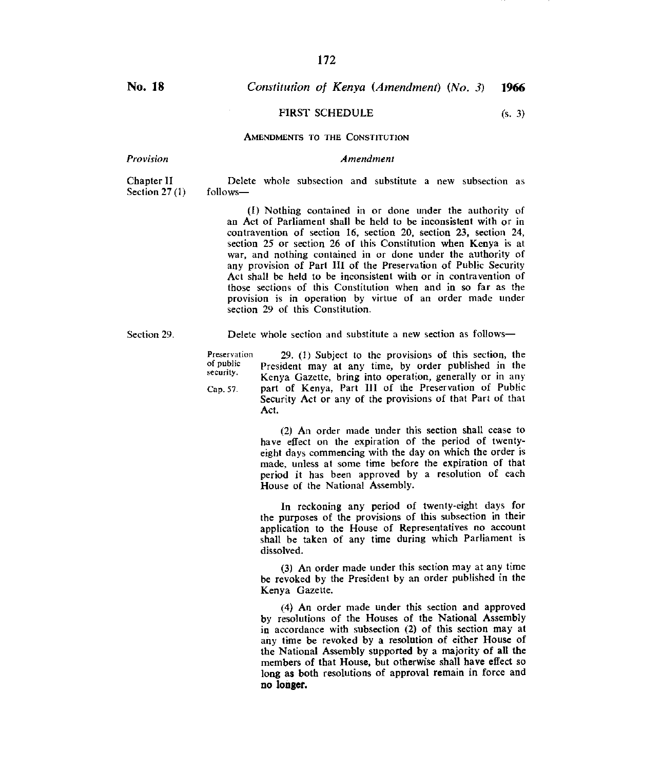**No. 18** *Constitution of Kenya (Amendment) (No. 3)* **1966**

## FIRST SCHEDULE (s. 3)

### AMENDMENTS TO THE CONSTITUTION

| *Provision* | *Amendment* |
|---|---|
| Chapter II Section 27 (1) | Delete whole subsection and substitute a new subsection as follows—<br><br>(1) Nothing contained in or done under the authority of an Act of Parliament shall be held to be inconsistent with or in contravention of section 16, section 20, section 23, section 24, section 25 or section 26 of this Constitution when Kenya is at war, and nothing contained in or done under the authority of any provision of Part III of the Preservation of Public Security Act shall be held to be inconsistent with or in contravention of those sections of this Constitution when and in so far as the provision is in operation by virtue of an order made under section 29 of this Constitution. |
| Section 29. | Delete whole section and substitute a new section as follows—<br><br>Preservation of public security. Cap. 57.<br><br>29. (1) Subject to the provisions of this section, the President may at any time, by order published in the Kenya Gazette, bring into operation, generally or in any part of Kenya, Part III of the Preservation of Public Security Act or any of the provisions of that Part of that Act.<br><br>(2) An order made under this section shall cease to have effect on the expiration of the period of twenty-eight days commencing with the day on which the order is made, unless at some time before the expiration of that period it has been approved by a resolution of each House of the National Assembly.<br><br>In reckoning any period of twenty-eight days for the purposes of the provisions of this subsection in their application to the House of Representatives no account shall be taken of any time during which Parliament is dissolved.<br><br>(3) An order made under this section may at any time be revoked by the President by an order published in the Kenya Gazette.<br><br>(4) An order made under this section and approved by resolutions of the Houses of the National Assembly in accordance with subsection (2) of this section may at any time be revoked by a resolution of either House of the National Assembly supported by a majority of all the members of that House, but otherwise shall have effect so long as both resolutions of approval remain in force and no longer. |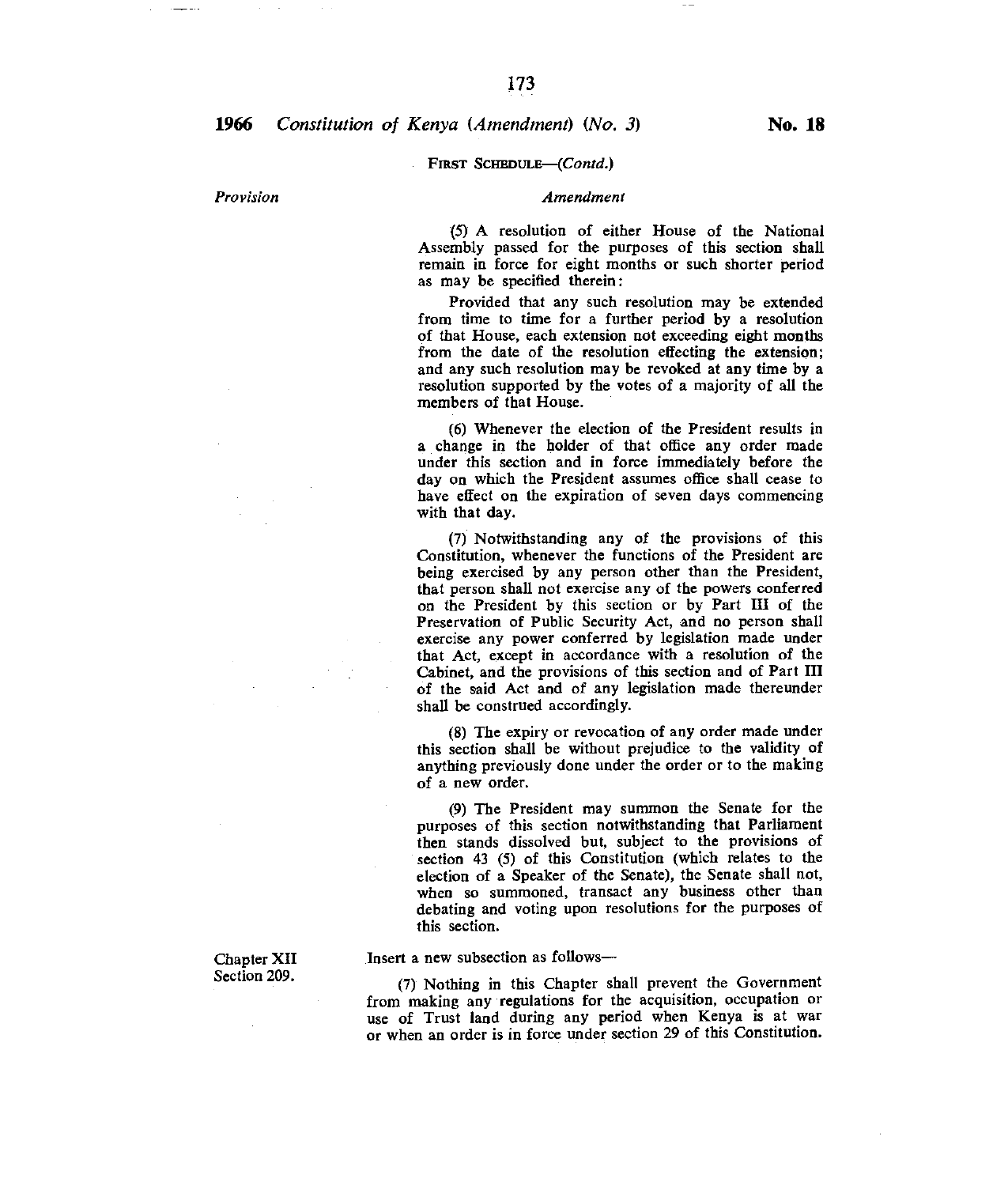FIRST SCHEDULE—(*Contd.*)

| *Provision* | *Amendment* |
|---|---|
| | (5) A resolution of either House of the National Assembly passed for the purposes of this section shall remain in force for eight months or such shorter period as may be specified therein: |
| | Provided that any such resolution may be extended from time to time for a further period by a resolution of that House, each extension not exceeding eight months from the date of the resolution effecting the extension; and any such resolution may be revoked at any time by a resolution supported by the votes of a majority of all the members of that House. |
| | (6) Whenever the election of the President results in a change in the holder of that office any order made under this section and in force immediately before the day on which the President assumes office shall cease to have effect on the expiration of seven days commencing with that day. |
| | (7) Notwithstanding any of the provisions of this Constitution, whenever the functions of the President are being exercised by any person other than the President, that person shall not exercise any of the powers conferred on the President by this section or by Part III of the Preservation of Public Security Act, and no person shall exercise any power conferred by legislation made under that Act, except in accordance with a resolution of the Cabinet, and the provisions of this section and of Part III of the said Act and of any legislation made thereunder shall be construed accordingly. |
| | (8) The expiry or revocation of any order made under this section shall be without prejudice to the validity of anything previously done under the order or to the making of a new order. |
| | (9) The President may summon the Senate for the purposes of this section notwithstanding that Parliament then stands dissolved but, subject to the provisions of section 43 (5) of this Constitution (which relates to the election of a Speaker of the Senate), the Senate shall not, when so summoned, transact any business other than debating and voting upon resolutions for the purposes of this section. |
| Chapter XII Section 209. | Insert a new subsection as follows— |
| | (7) Nothing in this Chapter shall prevent the Government from making any regulations for the acquisition, occupation or use of Trust land during any period when Kenya is at war or when an order is in force under section 29 of this Constitution. |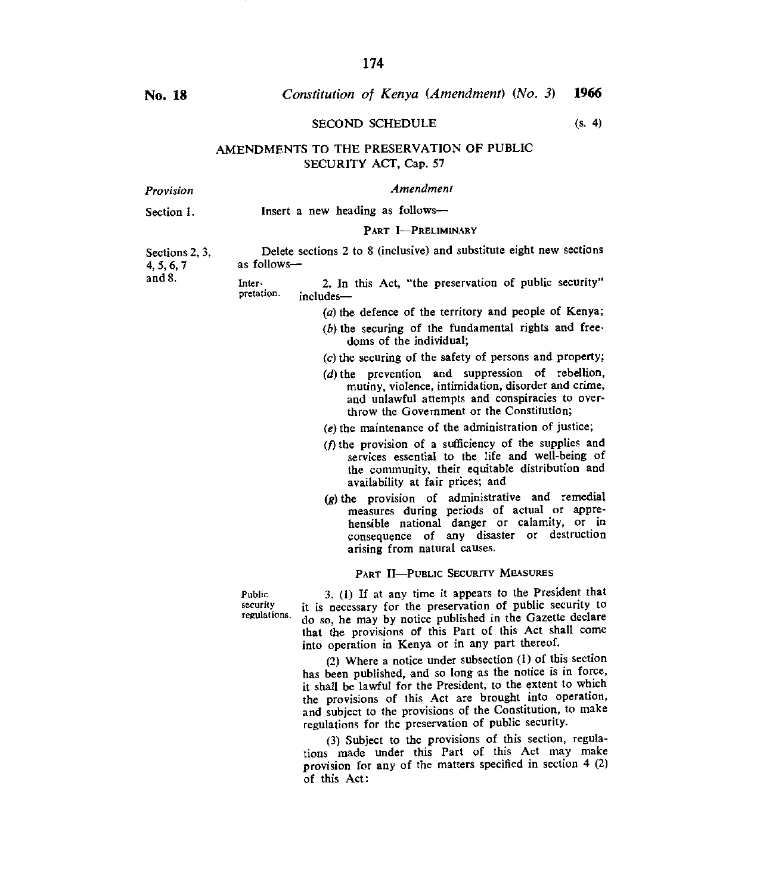No. 18 *Constitution of Kenya (Amendment) (No. 3)* **1966**

SECOND SCHEDULE (s. 4)

## AMENDMENTS TO THE PRESERVATION OF PUBLIC SECURITY ACT, Cap. 57

| *Provision* | *Amendment* |
|---|---|
| Section 1. | Insert a new heading as follows— |

PART I—PRELIMINARY

| | |
|---|---|
| Sections 2, 3, 4, 5, 6, 7 and 8. | Delete sections 2 to 8 (inclusive) and substitute eight new sections as follows— |

Interpretation.

2. In this Act, "the preservation of public security" includes—

(*a*) the defence of the territory and people of Kenya;

(*b*) the securing of the fundamental rights and freedoms of the individual;

(*c*) the securing of the safety of persons and property;

(*d*) the prevention and suppression of rebellion, mutiny, violence, intimidation, disorder and crime, and unlawful attempts and conspiracies to overthrow the Government or the Constitution;

(*e*) the maintenance of the administration of justice;

(*f*) the provision of a sufficiency of the supplies and services essential to the life and well-being of the community, their equitable distribution and availability at fair prices; and

(*g*) the provision of administrative and remedial measures during periods of actual or apprehensible national danger or calamity, or in consequence of any disaster or destruction arising from natural causes.

PART II—PUBLIC SECURITY MEASURES

Public security regulations.

3. (1) If at any time it appears to the President that it is necessary for the preservation of public security to do so, he may by notice published in the Gazette declare that the provisions of this Part of this Act shall come into operation in Kenya or in any part thereof.

(2) Where a notice under subsection (1) of this section has been published, and so long as the notice is in force, it shall be lawful for the President, to the extent to which the provisions of this Act are brought into operation, and subject to the provisions of the Constitution, to make regulations for the preservation of public security.

(3) Subject to the provisions of this section, regulations made under this Part of this Act may make provision for any of the matters specified in section 4 (2) of this Act: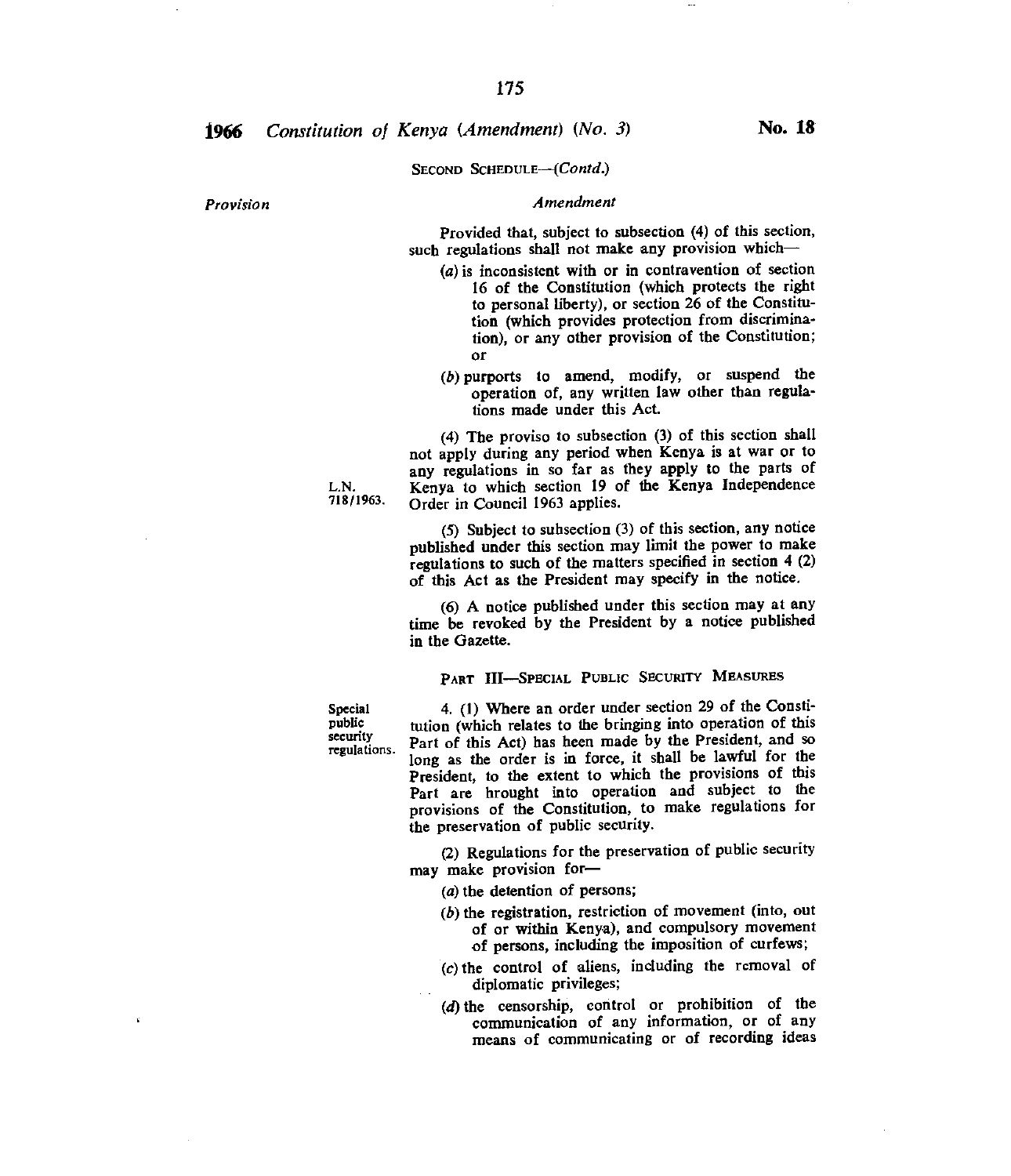SECOND SCHEDULE—(*Contd.*)

*Provision* | *Amendment*

Provided that, subject to subsection (4) of this section, such regulations shall not make any provision which—

(*a*) is inconsistent with or in contravention of section 16 of the Constitution (which protects the right to personal liberty), or section 26 of the Constitution (which provides protection from discrimination), or any other provision of the Constitution; or

(*b*) purports to amend, modify, or suspend the operation of, any written law other than regulations made under this Act.

(4) The proviso to subsection (3) of this section shall not apply during any period when Kenya is at war or to any regulations in so far as they apply to the parts of Kenya to which section 19 of the Kenya Independence Order in Council 1963 applies.

L.N. 718/1963.

(5) Subject to subsection (3) of this section, any notice published under this section may limit the power to make regulations to such of the matters specified in section 4 (2) of this Act as the President may specify in the notice.

(6) A notice published under this section may at any time be revoked by the President by a notice published in the Gazette.

PART III—SPECIAL PUBLIC SECURITY MEASURES

Special public security regulations.

4. (1) Where an order under section 29 of the Constitution (which relates to the bringing into operation of this Part of this Act) has been made by the President, and so long as the order is in force, it shall be lawful for the President, to the extent to which the provisions of this Part are brought into operation and subject to the provisions of the Constitution, to make regulations for the preservation of public security.

(2) Regulations for the preservation of public security may make provision for—

(*a*) the detention of persons;

(*b*) the registration, restriction of movement (into, out of or within Kenya), and compulsory movement of persons, including the imposition of curfews;

(*c*) the control of aliens, including the removal of diplomatic privileges;

(*d*) the censorship, control or prohibition of the communication of any information, or of any means of communicating or of recording ideas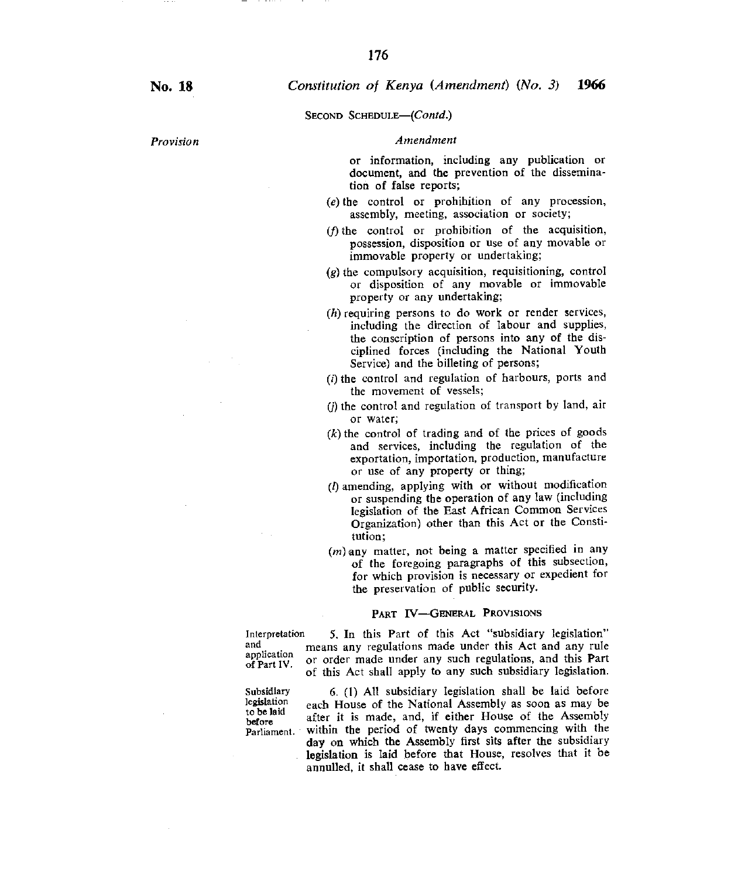SECOND SCHEDULE—(*Contd.*)

*Provision* | *Amendment*

or information, including any publication or document, and the prevention of the dissemination of false reports;

(*e*) the control or prohibition of any procession, assembly, meeting, association or society;

(*f*) the control or prohibition of the acquisition, possession, disposition or use of any movable or immovable property or undertaking;

(*g*) the compulsory acquisition, requisitioning, control or disposition of any movable or immovable property or any undertaking;

(*h*) requiring persons to do work or render services, including the direction of labour and supplies, the conscription of persons into any of the disciplined forces (including the National Youth Service) and the billeting of persons;

(*i*) the control and regulation of harbours, ports and the movement of vessels;

(*j*) the control and regulation of transport by land, air or water;

(*k*) the control of trading and of the prices of goods and services, including the regulation of the exportation, importation, production, manufacture or use of any property or thing;

(*l*) amending, applying with or without modification or suspending the operation of any law (including legislation of the East African Common Services Organization) other than this Act or the Constitution;

(*m*) any matter, not being a matter specified in any of the foregoing paragraphs of this subsection, for which provision is necessary or expedient for the preservation of public security.

## PART IV—GENERAL PROVISIONS

Interpretation and application of Part IV.

5. In this Part of this Act "subsidiary legislation" means any regulations made under this Act and any rule or order made under any such regulations, and this Part of this Act shall apply to any such subsidiary legislation.

Subsidiary legislation to be laid before Parliament.

6. (1) All subsidiary legislation shall be laid before each House of the National Assembly as soon as may be after it is made, and, if either House of the Assembly within the period of twenty days commencing with the day on which the Assembly first sits after the subsidiary legislation is laid before that House, resolves that it be annulled, it shall cease to have effect.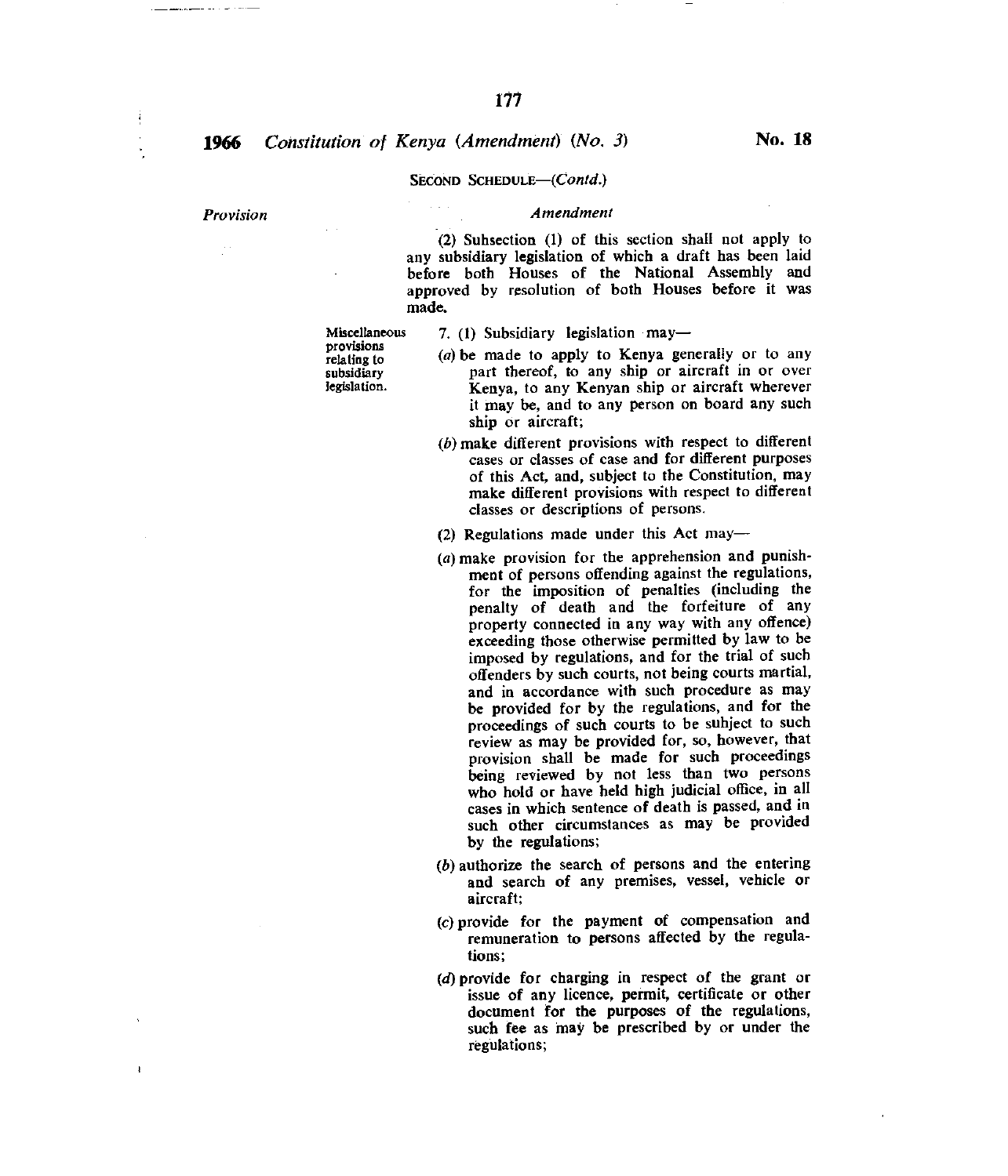SECOND SCHEDULE—(*Contd.*)

*Provision* | *Amendment*

(2) Subsection (1) of this section shall not apply to any subsidiary legislation of which a draft has been laid before both Houses of the National Assembly and approved by resolution of both Houses before it was made.

Miscellaneous provisions relating to subsidiary legislation.

7. (1) Subsidiary legislation may—

(*a*) be made to apply to Kenya generally or to any part thereof, to any ship or aircraft in or over Kenya, to any Kenyan ship or aircraft wherever it may be, and to any person on board any such ship or aircraft;

(*b*) make different provisions with respect to different cases or classes of case and for different purposes of this Act, and, subject to the Constitution, may make different provisions with respect to different classes or descriptions of persons.

(2) Regulations made under this Act may—

(*a*) make provision for the apprehension and punishment of persons offending against the regulations, for the imposition of penalties (including the penalty of death and the forfeiture of any property connected in any way with any offence) exceeding those otherwise permitted by law to be imposed by regulations, and for the trial of such offenders by such courts, not being courts martial, and in accordance with such procedure as may be provided for by the regulations, and for the proceedings of such courts to be subject to such review as may be provided for, so, however, that provision shall be made for such proceedings being reviewed by not less than two persons who hold or have held high judicial office, in all cases in which sentence of death is passed, and in such other circumstances as may be provided by the regulations;

(*b*) authorize the search of persons and the entering and search of any premises, vessel, vehicle or aircraft;

(*c*) provide for the payment of compensation and remuneration to persons affected by the regulations;

(*d*) provide for charging in respect of the grant or issue of any licence, permit, certificate or other document for the purposes of the regulations, such fee as may be prescribed by or under the regulations;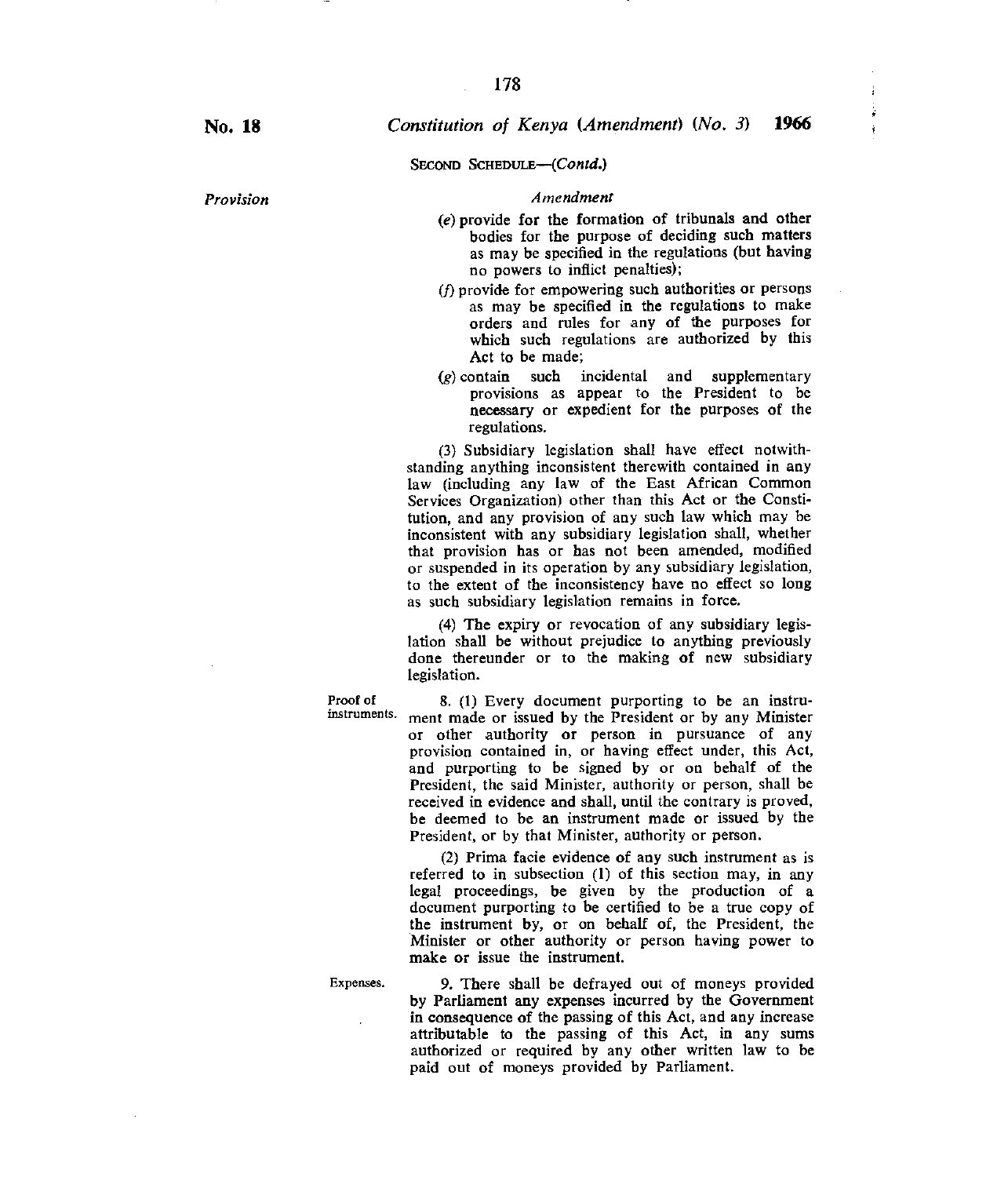SECOND SCHEDULE—(*Contd.*)

*Provision* | *Amendment*

(*e*) provide for the formation of tribunals and other bodies for the purpose of deciding such matters as may be specified in the regulations (but having no powers to inflict penalties);

(*f*) provide for empowering such authorities or persons as may be specified in the regulations to make orders and rules for any of the purposes for which such regulations are authorized by this Act to be made;

(*g*) contain such incidental and supplementary provisions as appear to the President to be necessary or expedient for the purposes of the regulations.

(3) Subsidiary legislation shall have effect notwithstanding anything inconsistent therewith contained in any law (including any law of the East African Common Services Organization) other than this Act or the Constitution, and any provision of any such law which may be inconsistent with any subsidiary legislation shall, whether that provision has or has not been amended, modified or suspended in its operation by any subsidiary legislation, to the extent of the inconsistency have no effect so long as such subsidiary legislation remains in force.

(4) The expiry or revocation of any subsidiary legislation shall be without prejudice to anything previously done thereunder or to the making of new subsidiary legislation.

Proof of instruments.

8. (1) Every document purporting to be an instrument made or issued by the President or by any Minister or other authority or person in pursuance of any provision contained in, or having effect under, this Act, and purporting to be signed by or on behalf of the President, the said Minister, authority or person, shall be received in evidence and shall, until the contrary is proved, be deemed to be an instrument made or issued by the President, or by that Minister, authority or person.

(2) Prima facie evidence of any such instrument as is referred to in subsection (1) of this section may, in any legal proceedings, be given by the production of a document purporting to be certified to be a true copy of the instrument by, or on behalf of, the President, the Minister or other authority or person having power to make or issue the instrument.

Expenses.

9. There shall be defrayed out of moneys provided by Parliament any expenses incurred by the Government in consequence of the passing of this Act, and any increase attributable to the passing of this Act, in any sums authorized or required by any other written law to be paid out of moneys provided by Parliament.